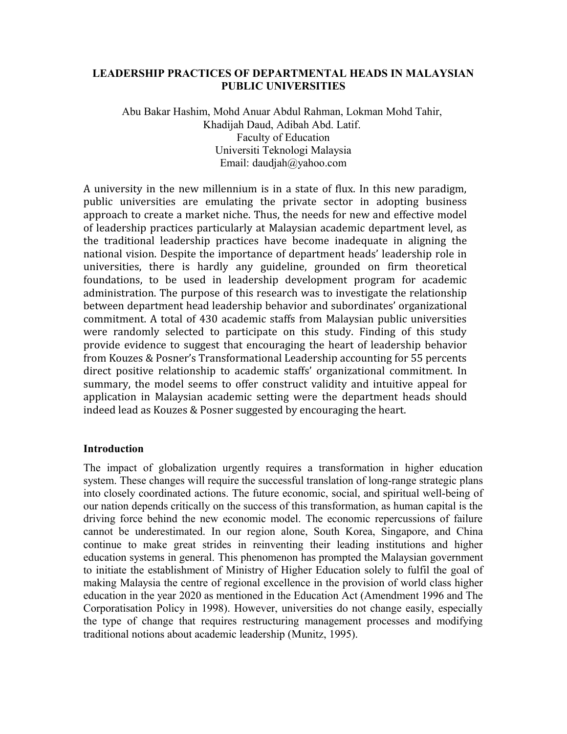# LEADERSHIP PRACTICES OF DEPARTMENTAL HEADS IN MALAYSIAN PUBLIC UNIVERSITIES

Abu Bakar Hashim, Mohd Anuar Abdul Rahman, Lokman Mohd Tahir,
Khadijah Daud, Adibah Abd. Latif.
Faculty of Education
Universiti Teknologi Malaysia
Email: daudjah@yahoo.com

A university in the new millennium is in a state of flux. In this new paradigm, public universities are emulating the private sector in adopting business approach to create a market niche. Thus, the needs for new and effective model of leadership practices particularly at Malaysian academic department level, as the traditional leadership practices have become inadequate in aligning the national vision. Despite the importance of department heads' leadership role in universities, there is hardly any guideline, grounded on firm theoretical foundations, to be used in leadership development program for academic administration. The purpose of this research was to investigate the relationship between department head leadership behavior and subordinates' organizational commitment. A total of 430 academic staffs from Malaysian public universities were randomly selected to participate on this study. Finding of this study provide evidence to suggest that encouraging the heart of leadership behavior from Kouzes & Posner's Transformational Leadership accounting for 55 percents direct positive relationship to academic staffs' organizational commitment. In summary, the model seems to offer construct validity and intuitive appeal for application in Malaysian academic setting were the department heads should indeed lead as Kouzes & Posner suggested by encouraging the heart.

## Introduction

The impact of globalization urgently requires a transformation in higher education system. These changes will require the successful translation of long-range strategic plans into closely coordinated actions. The future economic, social, and spiritual well-being of our nation depends critically on the success of this transformation, as human capital is the driving force behind the new economic model. The economic repercussions of failure cannot be underestimated. In our region alone, South Korea, Singapore, and China continue to make great strides in reinventing their leading institutions and higher education systems in general. This phenomenon has prompted the Malaysian government to initiate the establishment of Ministry of Higher Education solely to fulfil the goal of making Malaysia the centre of regional excellence in the provision of world class higher education in the year 2020 as mentioned in the Education Act (Amendment 1996 and The Corporatisation Policy in 1998). However, universities do not change easily, especially the type of change that requires restructuring management processes and modifying traditional notions about academic leadership (Munitz, 1995).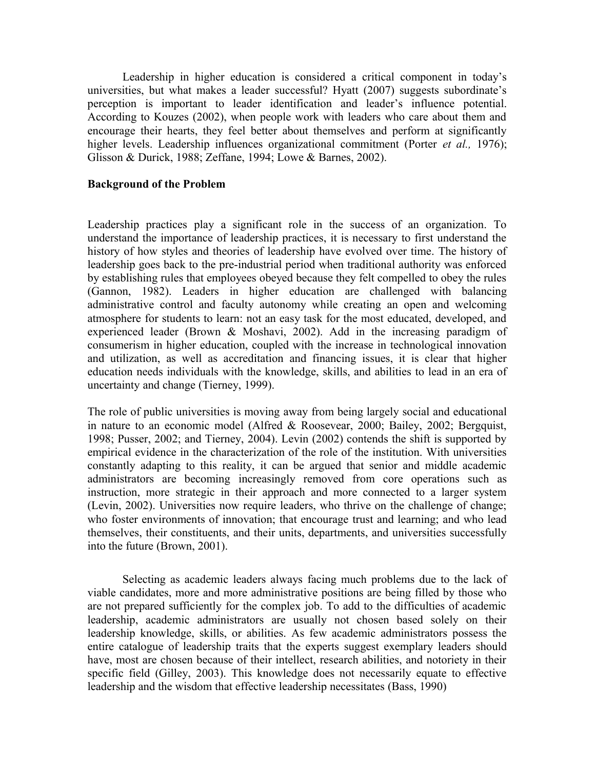Leadership in higher education is considered a critical component in today's universities, but what makes a leader successful? Hyatt (2007) suggests subordinate's perception is important to leader identification and leader's influence potential. According to Kouzes (2002), when people work with leaders who care about them and encourage their hearts, they feel better about themselves and perform at significantly higher levels. Leadership influences organizational commitment (Porter *et al.,* 1976); Glisson & Durick, 1988; Zeffane, 1994; Lowe & Barnes, 2002).

**Background of the Problem**

Leadership practices play a significant role in the success of an organization. To understand the importance of leadership practices, it is necessary to first understand the history of how styles and theories of leadership have evolved over time. The history of leadership goes back to the pre-industrial period when traditional authority was enforced by establishing rules that employees obeyed because they felt compelled to obey the rules (Gannon, 1982). Leaders in higher education are challenged with balancing administrative control and faculty autonomy while creating an open and welcoming atmosphere for students to learn: not an easy task for the most educated, developed, and experienced leader (Brown & Moshavi, 2002). Add in the increasing paradigm of consumerism in higher education, coupled with the increase in technological innovation and utilization, as well as accreditation and financing issues, it is clear that higher education needs individuals with the knowledge, skills, and abilities to lead in an era of uncertainty and change (Tierney, 1999).

The role of public universities is moving away from being largely social and educational in nature to an economic model (Alfred & Roosevear, 2000; Bailey, 2002; Bergquist, 1998; Pusser, 2002; and Tierney, 2004). Levin (2002) contends the shift is supported by empirical evidence in the characterization of the role of the institution. With universities constantly adapting to this reality, it can be argued that senior and middle academic administrators are becoming increasingly removed from core operations such as instruction, more strategic in their approach and more connected to a larger system (Levin, 2002). Universities now require leaders, who thrive on the challenge of change; who foster environments of innovation; that encourage trust and learning; and who lead themselves, their constituents, and their units, departments, and universities successfully into the future (Brown, 2001).

Selecting as academic leaders always facing much problems due to the lack of viable candidates, more and more administrative positions are being filled by those who are not prepared sufficiently for the complex job. To add to the difficulties of academic leadership, academic administrators are usually not chosen based solely on their leadership knowledge, skills, or abilities. As few academic administrators possess the entire catalogue of leadership traits that the experts suggest exemplary leaders should have, most are chosen because of their intellect, research abilities, and notoriety in their specific field (Gilley, 2003). This knowledge does not necessarily equate to effective leadership and the wisdom that effective leadership necessitates (Bass, 1990)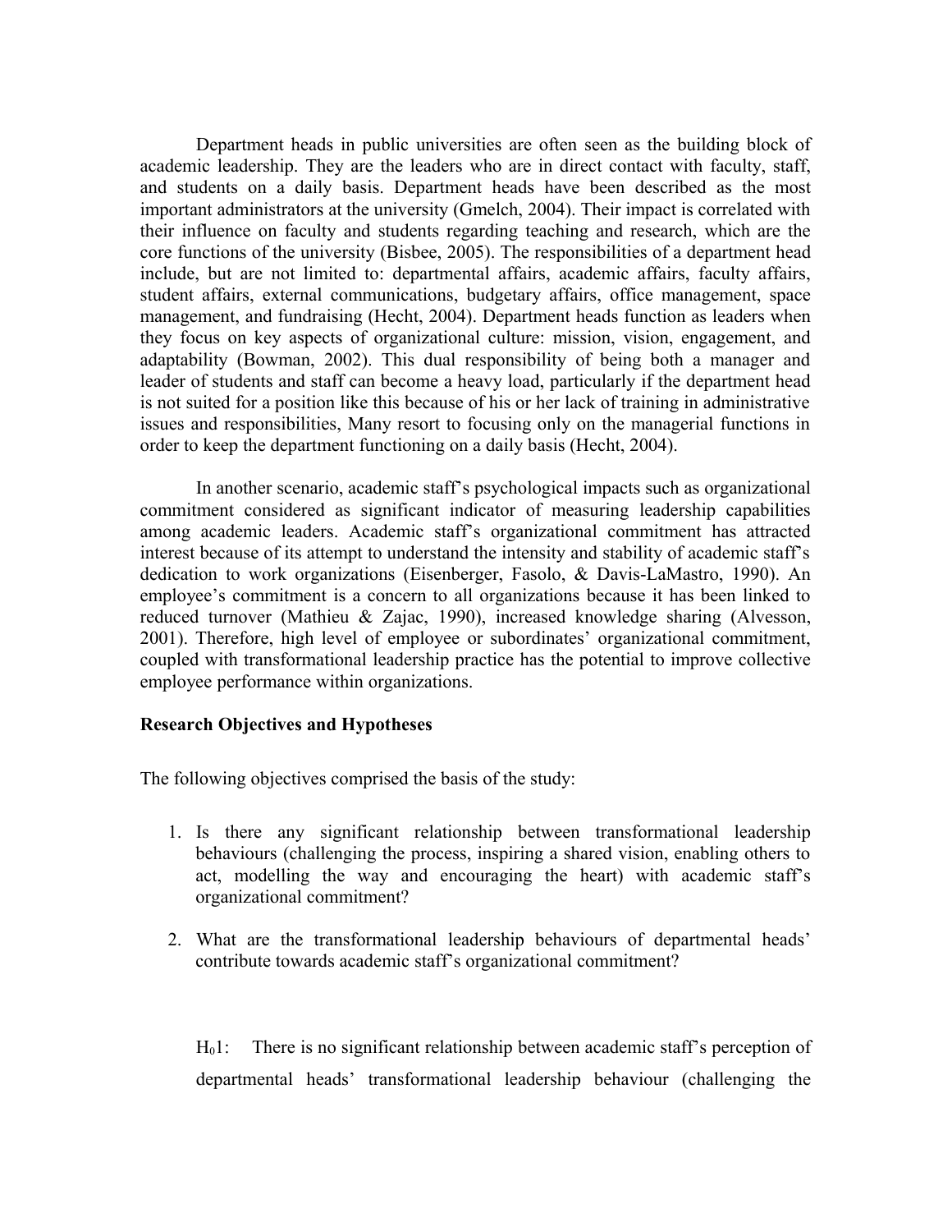Department heads in public universities are often seen as the building block of academic leadership. They are the leaders who are in direct contact with faculty, staff, and students on a daily basis. Department heads have been described as the most important administrators at the university (Gmelch, 2004). Their impact is correlated with their influence on faculty and students regarding teaching and research, which are the core functions of the university (Bisbee, 2005). The responsibilities of a department head include, but are not limited to: departmental affairs, academic affairs, faculty affairs, student affairs, external communications, budgetary affairs, office management, space management, and fundraising (Hecht, 2004). Department heads function as leaders when they focus on key aspects of organizational culture: mission, vision, engagement, and adaptability (Bowman, 2002). This dual responsibility of being both a manager and leader of students and staff can become a heavy load, particularly if the department head is not suited for a position like this because of his or her lack of training in administrative issues and responsibilities, Many resort to focusing only on the managerial functions in order to keep the department functioning on a daily basis (Hecht, 2004).

In another scenario, academic staff's psychological impacts such as organizational commitment considered as significant indicator of measuring leadership capabilities among academic leaders. Academic staff's organizational commitment has attracted interest because of its attempt to understand the intensity and stability of academic staff's dedication to work organizations (Eisenberger, Fasolo, & Davis-LaMastro, 1990). An employee's commitment is a concern to all organizations because it has been linked to reduced turnover (Mathieu & Zajac, 1990), increased knowledge sharing (Alvesson, 2001). Therefore, high level of employee or subordinates' organizational commitment, coupled with transformational leadership practice has the potential to improve collective employee performance within organizations.

**Research Objectives and Hypotheses**

The following objectives comprised the basis of the study:

1. Is there any significant relationship between transformational leadership behaviours (challenging the process, inspiring a shared vision, enabling others to act, modelling the way and encouraging the heart) with academic staff's organizational commitment?

2. What are the transformational leadership behaviours of departmental heads' contribute towards academic staff's organizational commitment?

$H_0 1$: There is no significant relationship between academic staff's perception of departmental heads' transformational leadership behaviour (challenging the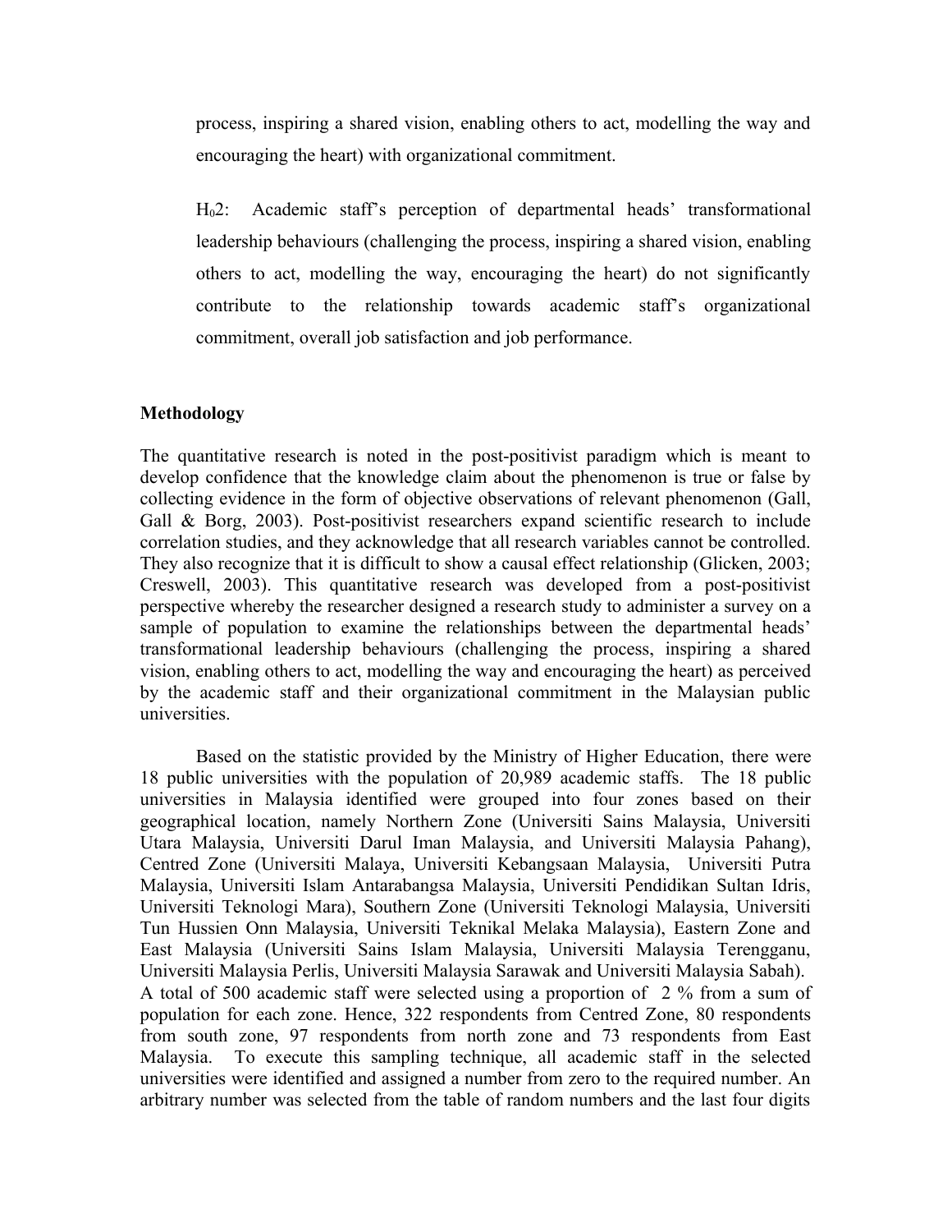process, inspiring a shared vision, enabling others to act, modelling the way and encouraging the heart) with organizational commitment.

$H_0$2: Academic staff's perception of departmental heads' transformational leadership behaviours (challenging the process, inspiring a shared vision, enabling others to act, modelling the way, encouraging the heart) do not significantly contribute to the relationship towards academic staff's organizational commitment, overall job satisfaction and job performance.

**Methodology**

The quantitative research is noted in the post-positivist paradigm which is meant to develop confidence that the knowledge claim about the phenomenon is true or false by collecting evidence in the form of objective observations of relevant phenomenon (Gall, Gall & Borg, 2003). Post-positivist researchers expand scientific research to include correlation studies, and they acknowledge that all research variables cannot be controlled. They also recognize that it is difficult to show a causal effect relationship (Glicken, 2003; Creswell, 2003). This quantitative research was developed from a post-positivist perspective whereby the researcher designed a research study to administer a survey on a sample of population to examine the relationships between the departmental heads' transformational leadership behaviours (challenging the process, inspiring a shared vision, enabling others to act, modelling the way and encouraging the heart) as perceived by the academic staff and their organizational commitment in the Malaysian public universities.

Based on the statistic provided by the Ministry of Higher Education, there were 18 public universities with the population of 20,989 academic staffs. The 18 public universities in Malaysia identified were grouped into four zones based on their geographical location, namely Northern Zone (Universiti Sains Malaysia, Universiti Utara Malaysia, Universiti Darul Iman Malaysia, and Universiti Malaysia Pahang), Centred Zone (Universiti Malaya, Universiti Kebangsaan Malaysia, Universiti Putra Malaysia, Universiti Islam Antarabangsa Malaysia, Universiti Pendidikan Sultan Idris, Universiti Teknologi Mara), Southern Zone (Universiti Teknologi Malaysia, Universiti Tun Hussien Onn Malaysia, Universiti Teknikal Melaka Malaysia), Eastern Zone and East Malaysia (Universiti Sains Islam Malaysia, Universiti Malaysia Terengganu, Universiti Malaysia Perlis, Universiti Malaysia Sarawak and Universiti Malaysia Sabah). A total of 500 academic staff were selected using a proportion of 2 % from a sum of population for each zone. Hence, 322 respondents from Centred Zone, 80 respondents from south zone, 97 respondents from north zone and 73 respondents from East Malaysia. To execute this sampling technique, all academic staff in the selected universities were identified and assigned a number from zero to the required number. An arbitrary number was selected from the table of random numbers and the last four digits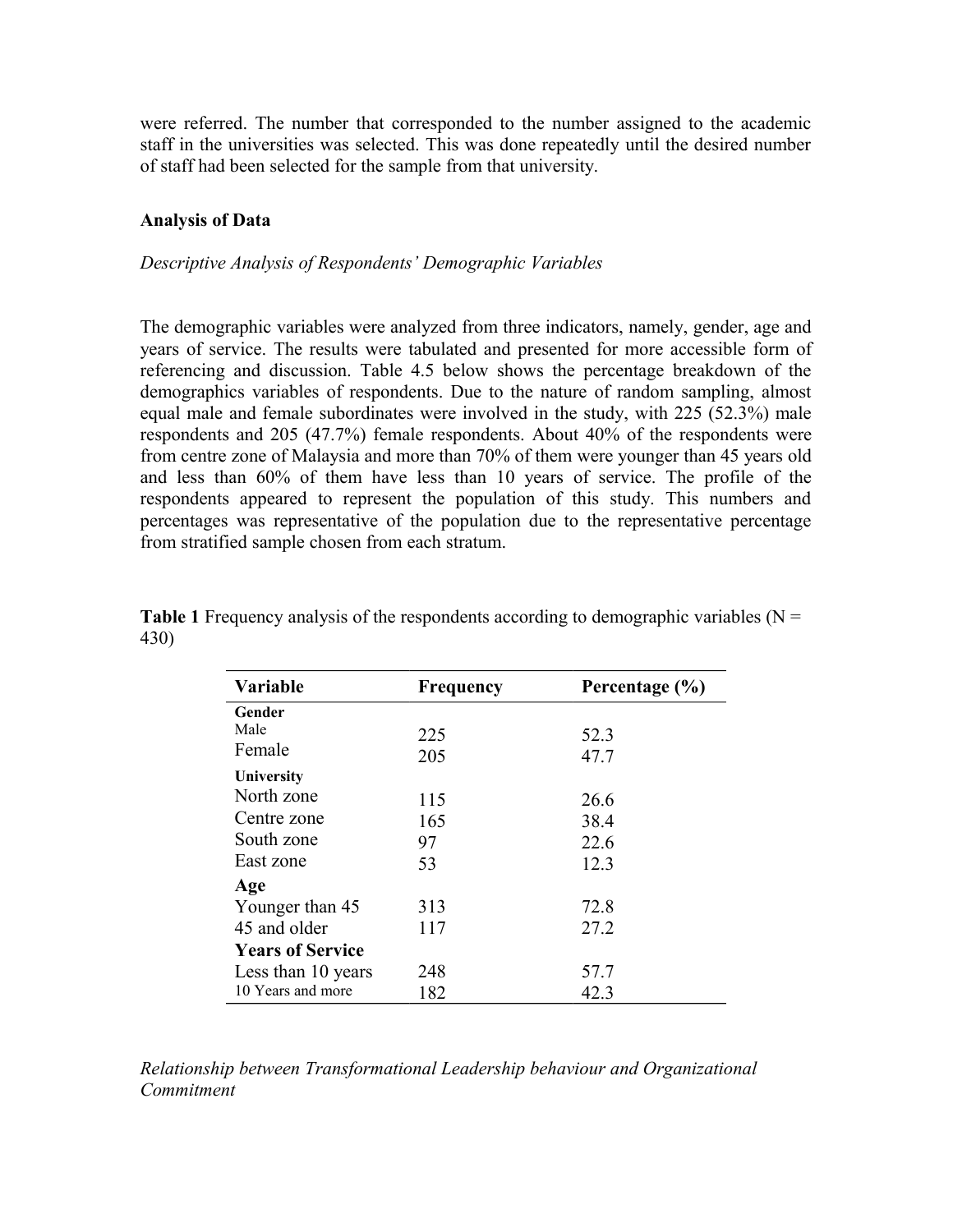were referred. The number that corresponded to the number assigned to the academic staff in the universities was selected. This was done repeatedly until the desired number of staff had been selected for the sample from that university.

**Analysis of Data**

*Descriptive Analysis of Respondents' Demographic Variables*

The demographic variables were analyzed from three indicators, namely, gender, age and years of service. The results were tabulated and presented for more accessible form of referencing and discussion. Table 4.5 below shows the percentage breakdown of the demographics variables of respondents. Due to the nature of random sampling, almost equal male and female subordinates were involved in the study, with 225 (52.3%) male respondents and 205 (47.7%) female respondents. About 40% of the respondents were from centre zone of Malaysia and more than 70% of them were younger than 45 years old and less than 60% of them have less than 10 years of service. The profile of the respondents appeared to represent the population of this study. This numbers and percentages was representative of the population due to the representative percentage from stratified sample chosen from each stratum.

**Table 1** Frequency analysis of the respondents according to demographic variables (N = 430)

| Variable | Frequency | Percentage (%) |
|---|---|---|
| **Gender** | | |
| Male | 225 | 52.3 |
| Female | 205 | 47.7 |
| **University** | | |
| North zone | 115 | 26.6 |
| Centre zone | 165 | 38.4 |
| South zone | 97 | 22.6 |
| East zone | 53 | 12.3 |
| **Age** | | |
| Younger than 45 | 313 | 72.8 |
| 45 and older | 117 | 27.2 |
| **Years of Service** | | |
| Less than 10 years | 248 | 57.7 |
| 10 Years and more | 182 | 42.3 |

*Relationship between Transformational Leadership behaviour and Organizational Commitment*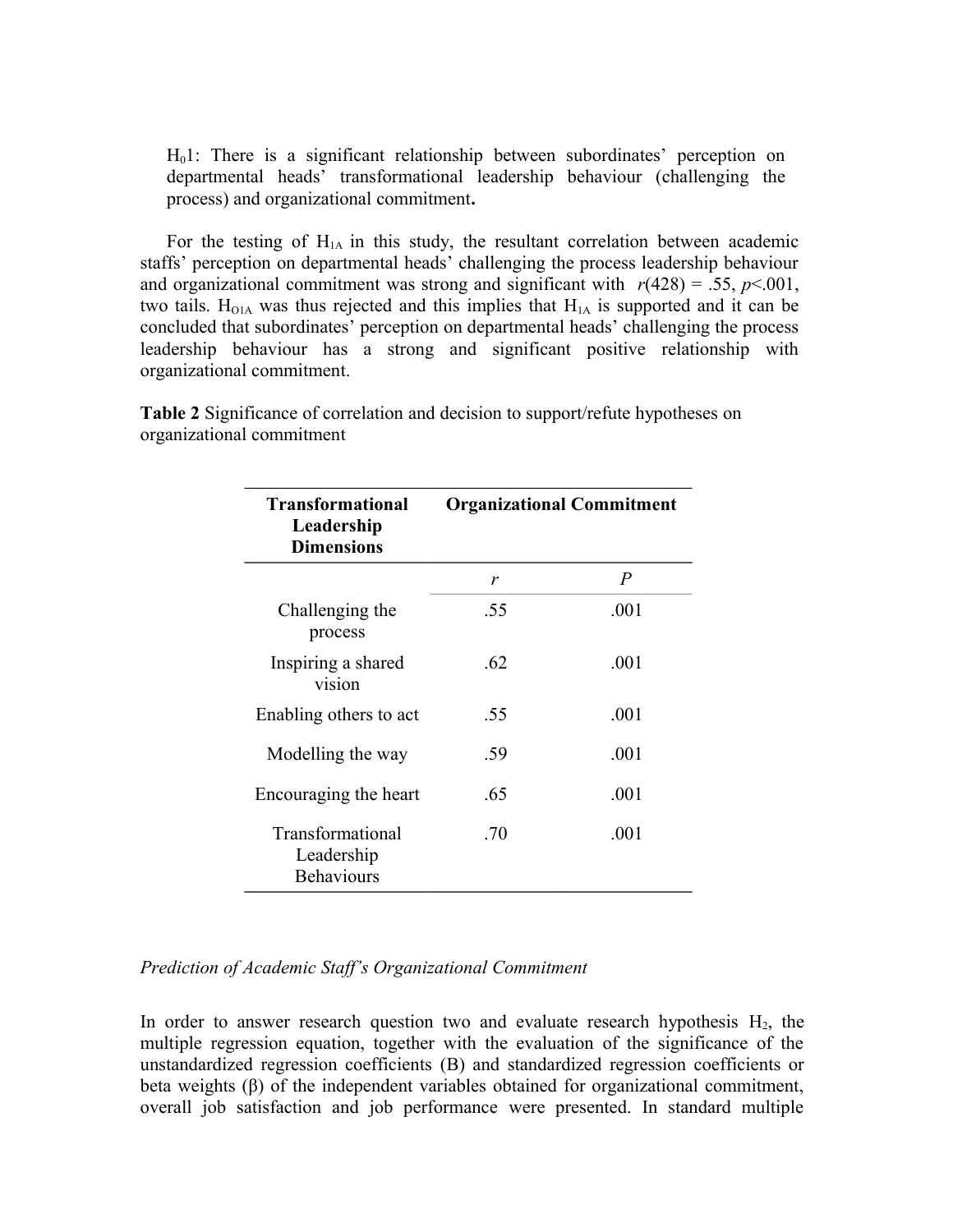$H_0$1: There is a significant relationship between subordinates' perception on departmental heads' transformational leadership behaviour (challenging the process) and organizational commitment**.**

For the testing of $H_{1A}$ in this study, the resultant correlation between academic staffs' perception on departmental heads' challenging the process leadership behaviour and organizational commitment was strong and significant with $r(428) = .55$, $p<.001$, two tails. $H_{O1A}$ was thus rejected and this implies that $H_{1A}$ is supported and it can be concluded that subordinates' perception on departmental heads' challenging the process leadership behaviour has a strong and significant positive relationship with organizational commitment.

**Table 2** Significance of correlation and decision to support/refute hypotheses on organizational commitment

| **Transformational Leadership Dimensions** | **Organizational Commitment** | |
|---|---|---|
| | *r* | *P* |
| Challenging the process | .55 | .001 |
| Inspiring a shared vision | .62 | .001 |
| Enabling others to act | .55 | .001 |
| Modelling the way | .59 | .001 |
| Encouraging the heart | .65 | .001 |
| Transformational Leadership Behaviours | .70 | .001 |

*Prediction of Academic Staff's Organizational Commitment*

In order to answer research question two and evaluate research hypothesis $H_2$, the multiple regression equation, together with the evaluation of the significance of the unstandardized regression coefficients (B) and standardized regression coefficients or beta weights (β) of the independent variables obtained for organizational commitment, overall job satisfaction and job performance were presented. In standard multiple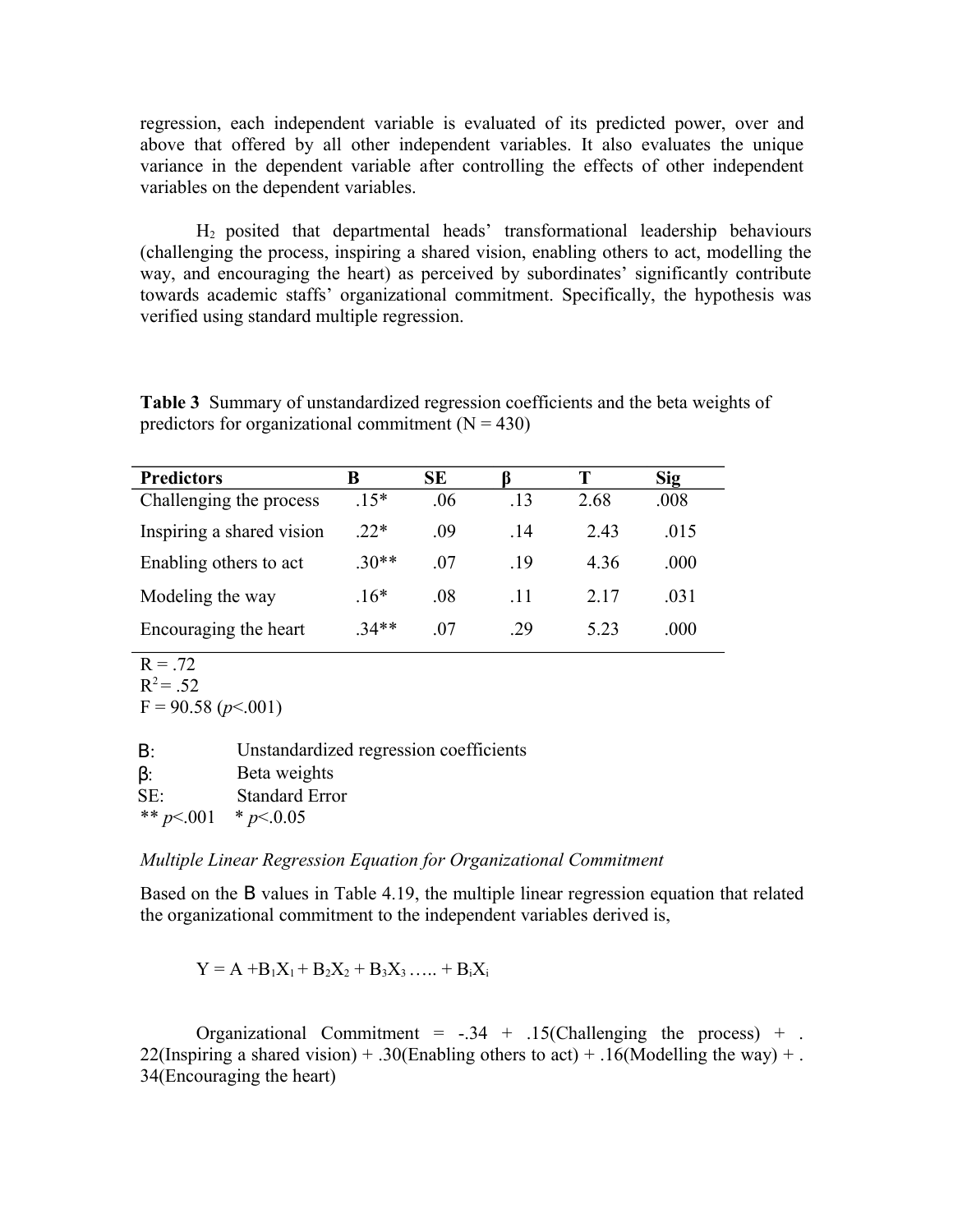regression, each independent variable is evaluated of its predicted power, over and above that offered by all other independent variables. It also evaluates the unique variance in the dependent variable after controlling the effects of other independent variables on the dependent variables.

$H_2$ posited that departmental heads' transformational leadership behaviours (challenging the process, inspiring a shared vision, enabling others to act, modelling the way, and encouraging the heart) as perceived by subordinates' significantly contribute towards academic staffs' organizational commitment. Specifically, the hypothesis was verified using standard multiple regression.

**Table 3** Summary of unstandardized regression coefficients and the beta weights of predictors for organizational commitment (N = 430)

| Predictors | B | SE | β | T | Sig |
|---|---|---|---|---|---|
| Challenging the process | .15* | .06 | .13 | 2.68 | .008 |
| Inspiring a shared vision | .22* | .09 | .14 | 2.43 | .015 |
| Enabling others to act | .30** | .07 | .19 | 4.36 | .000 |
| Modeling the way | .16* | .08 | .11 | 2.17 | .031 |
| Encouraging the heart | .34** | .07 | .29 | 5.23 | .000 |

R = .72
$R^2$ = .52
F = 90.58 ($p$<.001)

B: Unstandardized regression coefficients
β: Beta weights
SE: Standard Error
** $p$<.001 * $p$<0.05

*Multiple Linear Regression Equation for Organizational Commitment*

Based on the B values in Table 4.19, the multiple linear regression equation that related the organizational commitment to the independent variables derived is,

$$Y = A + B_1X_1 + B_2X_2 + B_3X_3 \ldots\ldots + B_iX_i$$

Organizational Commitment = -.34 + .15(Challenging the process) + .22(Inspiring a shared vision) + .30(Enabling others to act) + .16(Modelling the way) + .34(Encouraging the heart)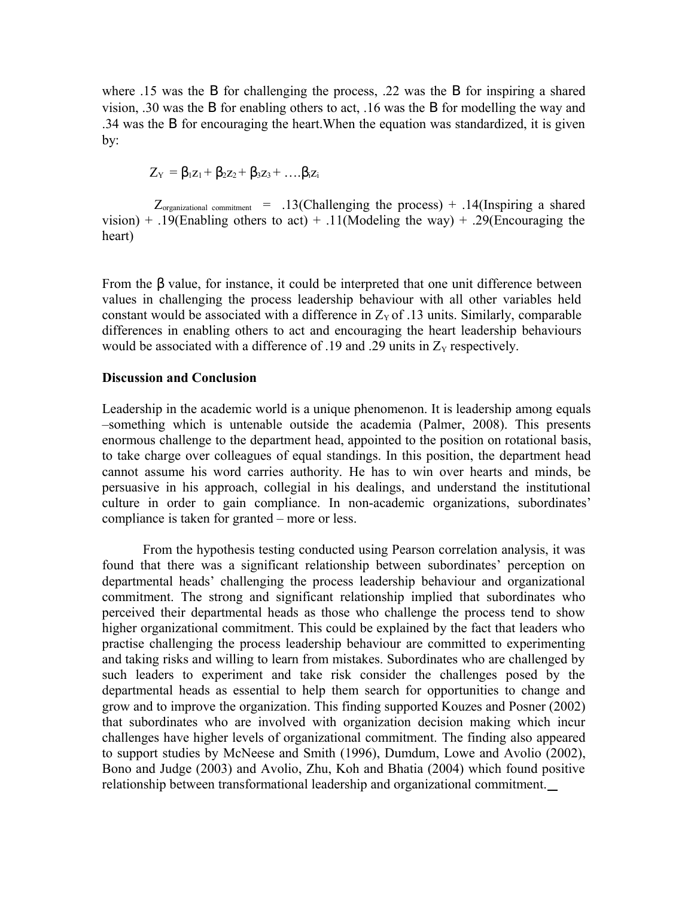where .15 was the B for challenging the process, .22 was the B for inspiring a shared vision, .30 was the B for enabling others to act, .16 was the B for modelling the way and .34 was the B for encouraging the heart.When the equation was standardized, it is given by:

$$Z_Y = \beta_1 z_1 + \beta_2 z_2 + \beta_3 z_3 + \ldots \beta_i z_i$$

$Z_{organizational\ commitment}$ = .13(Challenging the process) + .14(Inspiring a shared vision) + .19(Enabling others to act) + .11(Modeling the way) + .29(Encouraging the heart)

From the β value, for instance, it could be interpreted that one unit difference between values in challenging the process leadership behaviour with all other variables held constant would be associated with a difference in $Z_Y$ of .13 units. Similarly, comparable differences in enabling others to act and encouraging the heart leadership behaviours would be associated with a difference of .19 and .29 units in $Z_Y$ respectively.

**Discussion and Conclusion**

Leadership in the academic world is a unique phenomenon. It is leadership among equals –something which is untenable outside the academia (Palmer, 2008). This presents enormous challenge to the department head, appointed to the position on rotational basis, to take charge over colleagues of equal standings. In this position, the department head cannot assume his word carries authority. He has to win over hearts and minds, be persuasive in his approach, collegial in his dealings, and understand the institutional culture in order to gain compliance. In non-academic organizations, subordinates' compliance is taken for granted – more or less.

From the hypothesis testing conducted using Pearson correlation analysis, it was found that there was a significant relationship between subordinates' perception on departmental heads' challenging the process leadership behaviour and organizational commitment. The strong and significant relationship implied that subordinates who perceived their departmental heads as those who challenge the process tend to show higher organizational commitment. This could be explained by the fact that leaders who practise challenging the process leadership behaviour are committed to experimenting and taking risks and willing to learn from mistakes. Subordinates who are challenged by such leaders to experiment and take risk consider the challenges posed by the departmental heads as essential to help them search for opportunities to change and grow and to improve the organization. This finding supported Kouzes and Posner (2002) that subordinates who are involved with organization decision making which incur challenges have higher levels of organizational commitment. The finding also appeared to support studies by McNeese and Smith (1996), Dumdum, Lowe and Avolio (2002), Bono and Judge (2003) and Avolio, Zhu, Koh and Bhatia (2004) which found positive relationship between transformational leadership and organizational commitment.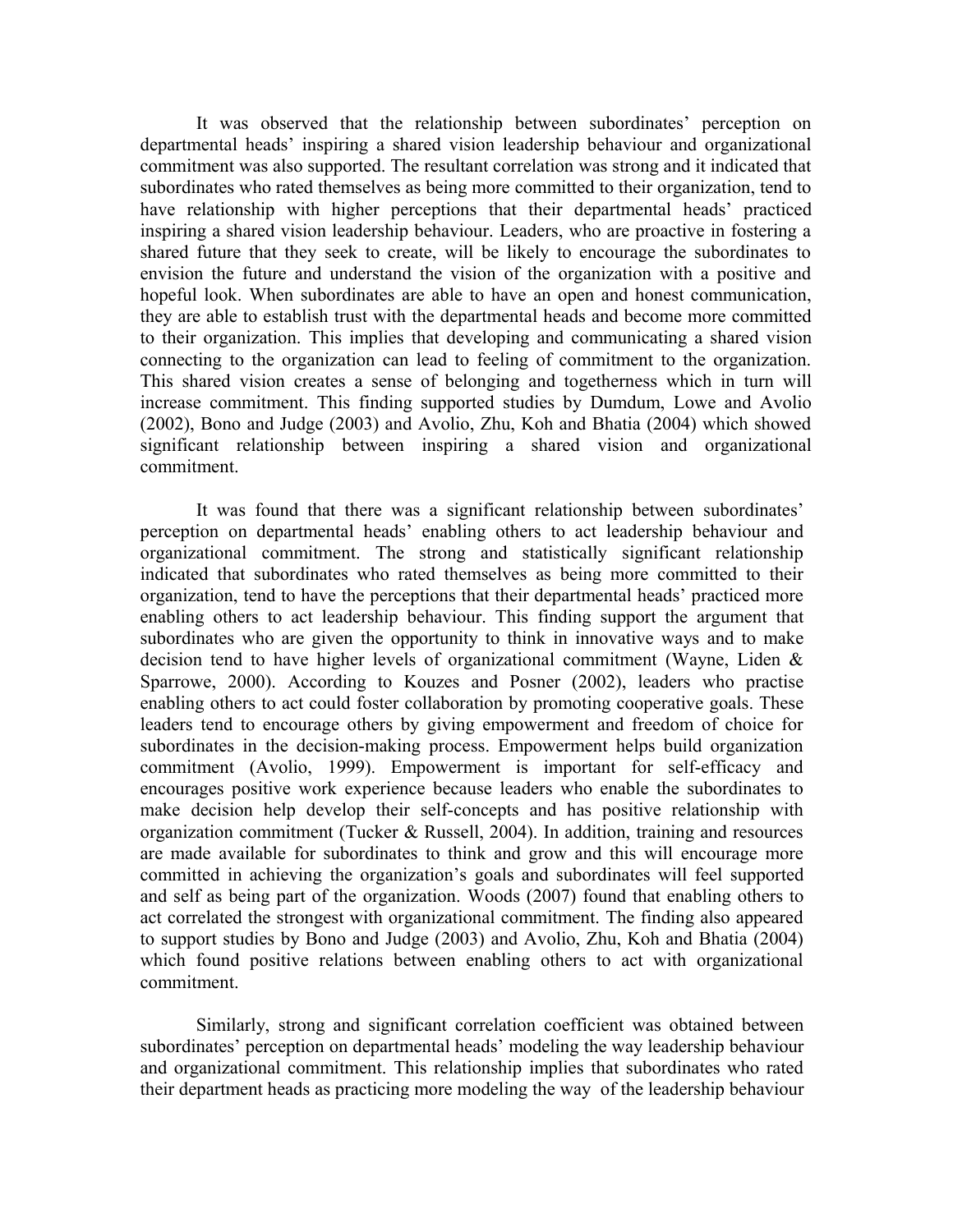It was observed that the relationship between subordinates' perception on departmental heads' inspiring a shared vision leadership behaviour and organizational commitment was also supported. The resultant correlation was strong and it indicated that subordinates who rated themselves as being more committed to their organization, tend to have relationship with higher perceptions that their departmental heads' practiced inspiring a shared vision leadership behaviour. Leaders, who are proactive in fostering a shared future that they seek to create, will be likely to encourage the subordinates to envision the future and understand the vision of the organization with a positive and hopeful look. When subordinates are able to have an open and honest communication, they are able to establish trust with the departmental heads and become more committed to their organization. This implies that developing and communicating a shared vision connecting to the organization can lead to feeling of commitment to the organization. This shared vision creates a sense of belonging and togetherness which in turn will increase commitment. This finding supported studies by Dumdum, Lowe and Avolio (2002), Bono and Judge (2003) and Avolio, Zhu, Koh and Bhatia (2004) which showed significant relationship between inspiring a shared vision and organizational commitment.

It was found that there was a significant relationship between subordinates' perception on departmental heads' enabling others to act leadership behaviour and organizational commitment. The strong and statistically significant relationship indicated that subordinates who rated themselves as being more committed to their organization, tend to have the perceptions that their departmental heads' practiced more enabling others to act leadership behaviour. This finding support the argument that subordinates who are given the opportunity to think in innovative ways and to make decision tend to have higher levels of organizational commitment (Wayne, Liden & Sparrowe, 2000). According to Kouzes and Posner (2002), leaders who practise enabling others to act could foster collaboration by promoting cooperative goals. These leaders tend to encourage others by giving empowerment and freedom of choice for subordinates in the decision-making process. Empowerment helps build organization commitment (Avolio, 1999). Empowerment is important for self-efficacy and encourages positive work experience because leaders who enable the subordinates to make decision help develop their self-concepts and has positive relationship with organization commitment (Tucker & Russell, 2004). In addition, training and resources are made available for subordinates to think and grow and this will encourage more committed in achieving the organization's goals and subordinates will feel supported and self as being part of the organization. Woods (2007) found that enabling others to act correlated the strongest with organizational commitment. The finding also appeared to support studies by Bono and Judge (2003) and Avolio, Zhu, Koh and Bhatia (2004) which found positive relations between enabling others to act with organizational commitment.

Similarly, strong and significant correlation coefficient was obtained between subordinates' perception on departmental heads' modeling the way leadership behaviour and organizational commitment. This relationship implies that subordinates who rated their department heads as practicing more modeling the way of the leadership behaviour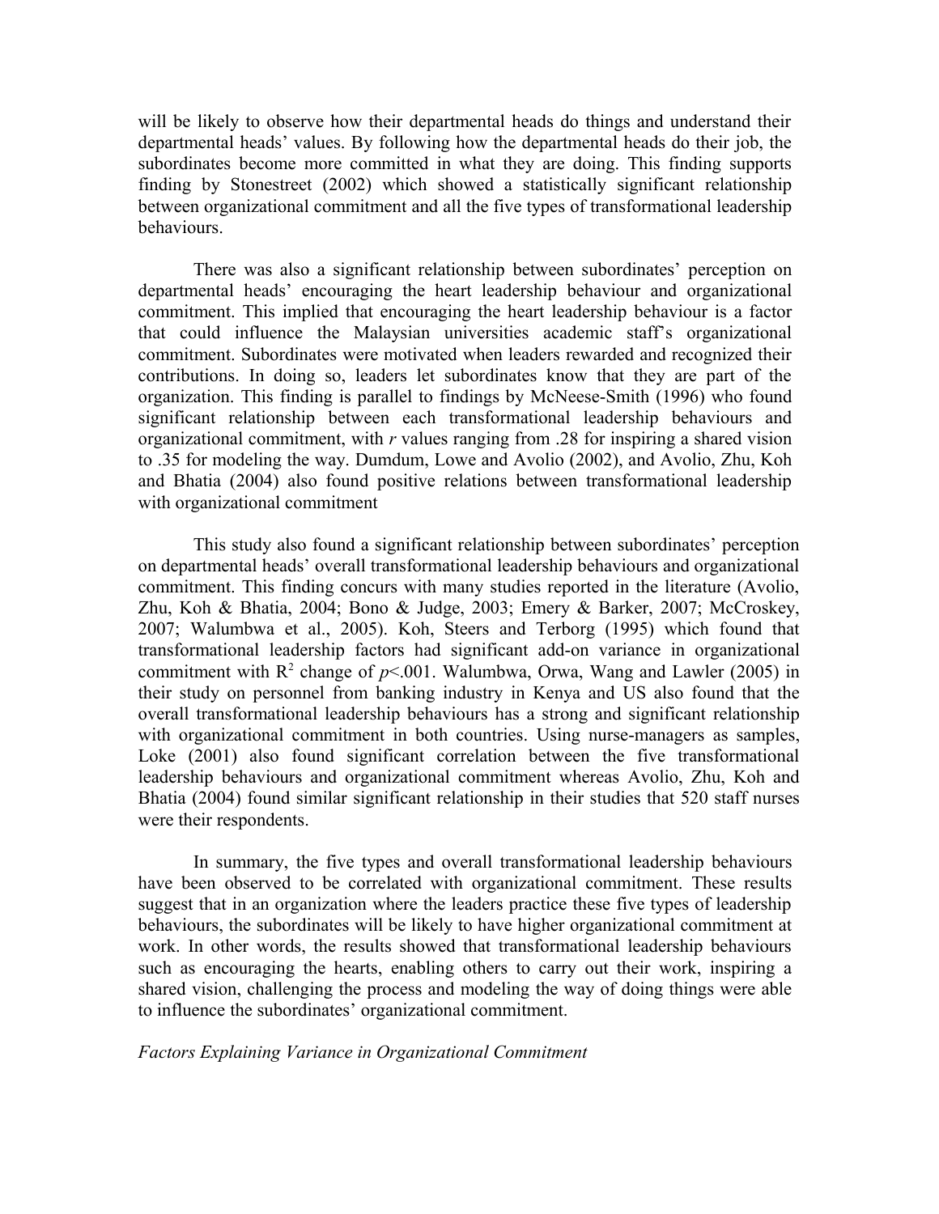will be likely to observe how their departmental heads do things and understand their departmental heads' values. By following how the departmental heads do their job, the subordinates become more committed in what they are doing. This finding supports finding by Stonestreet (2002) which showed a statistically significant relationship between organizational commitment and all the five types of transformational leadership behaviours.

There was also a significant relationship between subordinates' perception on departmental heads' encouraging the heart leadership behaviour and organizational commitment. This implied that encouraging the heart leadership behaviour is a factor that could influence the Malaysian universities academic staff's organizational commitment. Subordinates were motivated when leaders rewarded and recognized their contributions. In doing so, leaders let subordinates know that they are part of the organization. This finding is parallel to findings by McNeese-Smith (1996) who found significant relationship between each transformational leadership behaviours and organizational commitment, with *r* values ranging from .28 for inspiring a shared vision to .35 for modeling the way. Dumdum, Lowe and Avolio (2002), and Avolio, Zhu, Koh and Bhatia (2004) also found positive relations between transformational leadership with organizational commitment

This study also found a significant relationship between subordinates' perception on departmental heads' overall transformational leadership behaviours and organizational commitment. This finding concurs with many studies reported in the literature (Avolio, Zhu, Koh & Bhatia, 2004; Bono & Judge, 2003; Emery & Barker, 2007; McCroskey, 2007; Walumbwa et al., 2005). Koh, Steers and Terborg (1995) which found that transformational leadership factors had significant add-on variance in organizational commitment with $R^2$ change of $p<.001$. Walumbwa, Orwa, Wang and Lawler (2005) in their study on personnel from banking industry in Kenya and US also found that the overall transformational leadership behaviours has a strong and significant relationship with organizational commitment in both countries. Using nurse-managers as samples, Loke (2001) also found significant correlation between the five transformational leadership behaviours and organizational commitment whereas Avolio, Zhu, Koh and Bhatia (2004) found similar significant relationship in their studies that 520 staff nurses were their respondents.

In summary, the five types and overall transformational leadership behaviours have been observed to be correlated with organizational commitment. These results suggest that in an organization where the leaders practice these five types of leadership behaviours, the subordinates will be likely to have higher organizational commitment at work. In other words, the results showed that transformational leadership behaviours such as encouraging the hearts, enabling others to carry out their work, inspiring a shared vision, challenging the process and modeling the way of doing things were able to influence the subordinates' organizational commitment.

*Factors Explaining Variance in Organizational Commitment*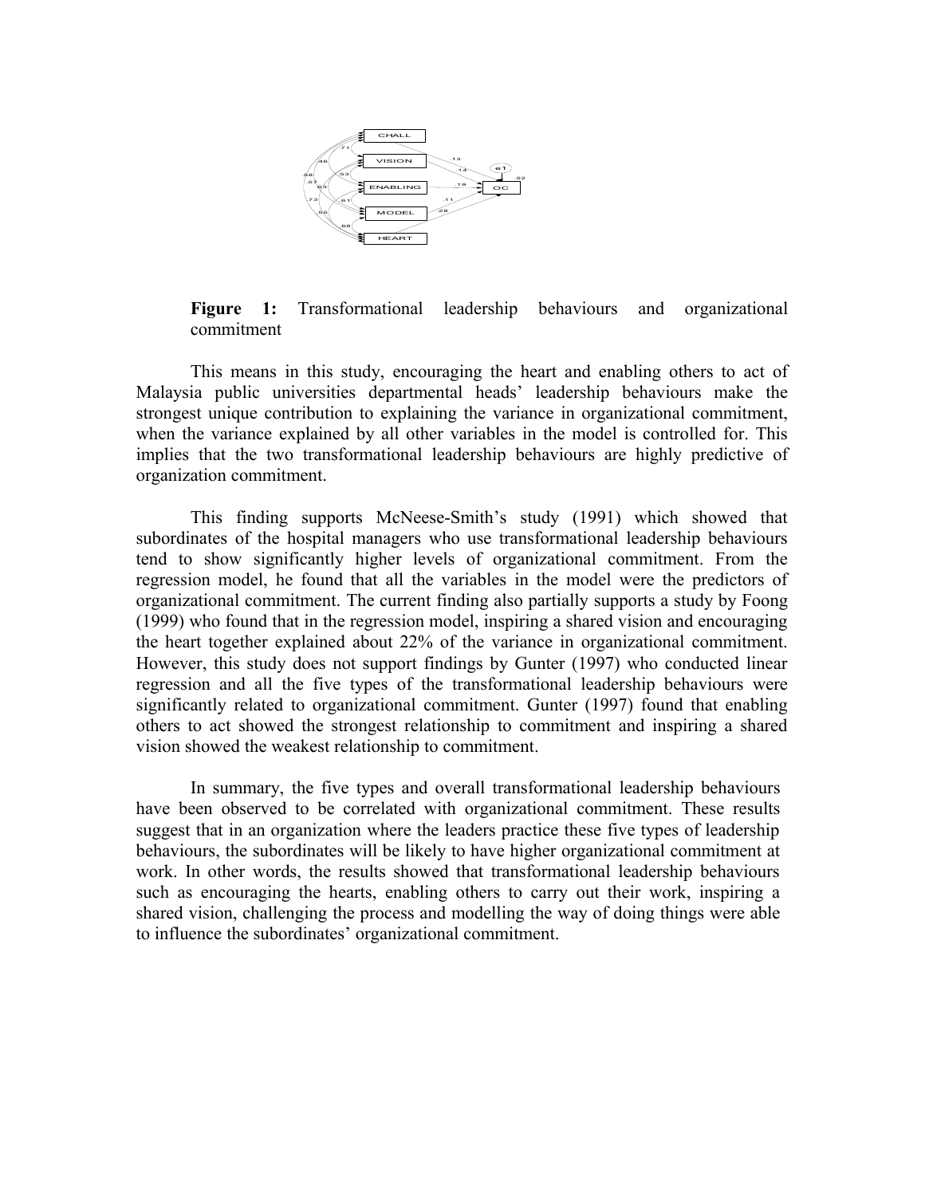**Figure 1:** Transformational leadership behaviours and organizational commitment

This means in this study, encouraging the heart and enabling others to act of Malaysia public universities departmental heads' leadership behaviours make the strongest unique contribution to explaining the variance in organizational commitment, when the variance explained by all other variables in the model is controlled for. This implies that the two transformational leadership behaviours are highly predictive of organization commitment.

This finding supports McNeese-Smith's study (1991) which showed that subordinates of the hospital managers who use transformational leadership behaviours tend to show significantly higher levels of organizational commitment. From the regression model, he found that all the variables in the model were the predictors of organizational commitment. The current finding also partially supports a study by Foong (1999) who found that in the regression model, inspiring a shared vision and encouraging the heart together explained about 22% of the variance in organizational commitment. However, this study does not support findings by Gunter (1997) who conducted linear regression and all the five types of the transformational leadership behaviours were significantly related to organizational commitment. Gunter (1997) found that enabling others to act showed the strongest relationship to commitment and inspiring a shared vision showed the weakest relationship to commitment.

In summary, the five types and overall transformational leadership behaviours have been observed to be correlated with organizational commitment. These results suggest that in an organization where the leaders practice these five types of leadership behaviours, the subordinates will be likely to have higher organizational commitment at work. In other words, the results showed that transformational leadership behaviours such as encouraging the hearts, enabling others to carry out their work, inspiring a shared vision, challenging the process and modelling the way of doing things were able to influence the subordinates' organizational commitment.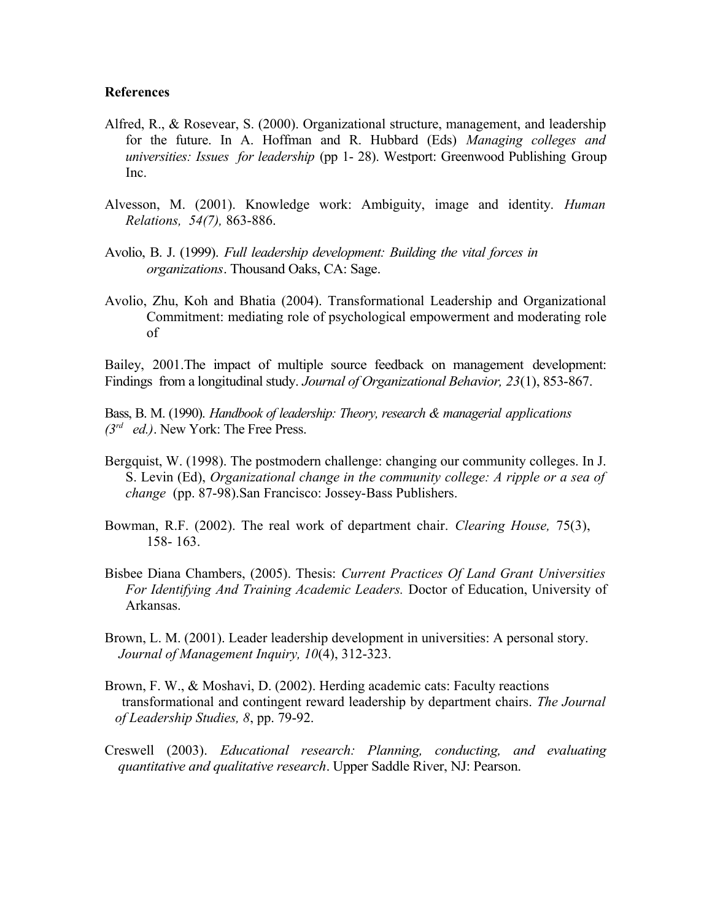**References**

Alfred, R., & Rosevear, S. (2000). Organizational structure, management, and leadership for the future. In A. Hoffman and R. Hubbard (Eds) *Managing colleges and universities: Issues for leadership* (pp 1- 28). Westport: Greenwood Publishing Group Inc.

Alvesson, M. (2001). Knowledge work: Ambiguity, image and identity. *Human Relations, 54(7),* 863-886.

Avolio, B. J. (1999). *Full leadership development: Building the vital forces in organizations*. Thousand Oaks, CA: Sage.

Avolio, Zhu, Koh and Bhatia (2004). Transformational Leadership and Organizational Commitment: mediating role of psychological empowerment and moderating role of

Bailey, 2001.The impact of multiple source feedback on management development: Findings from a longitudinal study. *Journal of Organizational Behavior, 23*(1), 853-867.

Bass, B. M. (1990). *Handbook of leadership: Theory, research & managerial applications (3rd ed.)*. New York: The Free Press.

Bergquist, W. (1998). The postmodern challenge: changing our community colleges. In J. S. Levin (Ed), *Organizational change in the community college: A ripple or a sea of change* (pp. 87-98).San Francisco: Jossey-Bass Publishers.

Bowman, R.F. (2002). The real work of department chair. *Clearing House,* 75(3), 158- 163.

Bisbee Diana Chambers, (2005). Thesis: *Current Practices Of Land Grant Universities For Identifying And Training Academic Leaders.* Doctor of Education, University of Arkansas.

Brown, L. M. (2001). Leader leadership development in universities: A personal story. *Journal of Management Inquiry, 10*(4), 312-323.

Brown, F. W., & Moshavi, D. (2002). Herding academic cats: Faculty reactions transformational and contingent reward leadership by department chairs. *The Journal of Leadership Studies, 8*, pp. 79-92.

Creswell (2003). *Educational research: Planning, conducting, and evaluating quantitative and qualitative research*. Upper Saddle River, NJ: Pearson.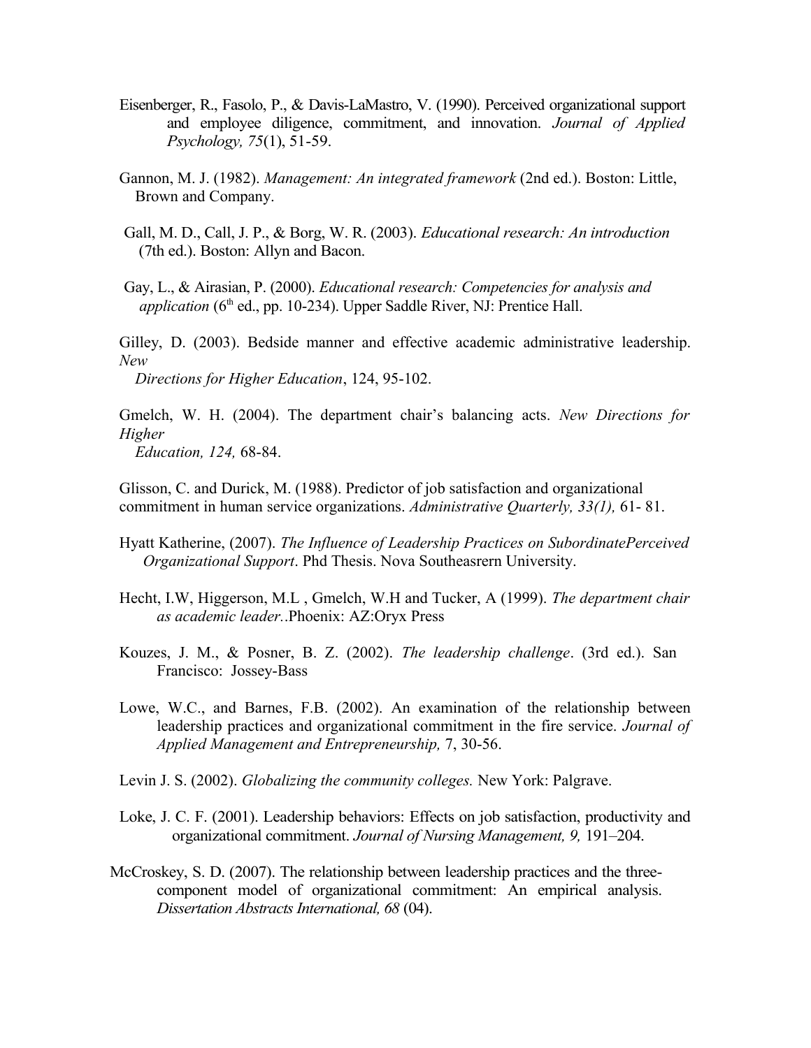Eisenberger, R., Fasolo, P., & Davis-LaMastro, V. (1990). Perceived organizational support and employee diligence, commitment, and innovation. *Journal of Applied Psychology, 75*(1), 51-59.

Gannon, M. J. (1982). *Management: An integrated framework* (2nd ed.). Boston: Little, Brown and Company.

Gall, M. D., Call, J. P., & Borg, W. R. (2003). *Educational research: An introduction* (7th ed.). Boston: Allyn and Bacon.

Gay, L., & Airasian, P. (2000). *Educational research: Competencies for analysis and application* (6th ed., pp. 10-234). Upper Saddle River, NJ: Prentice Hall.

Gilley, D. (2003). Bedside manner and effective academic administrative leadership. *New Directions for Higher Education*, 124, 95-102.

Gmelch, W. H. (2004). The department chair's balancing acts. *New Directions for Higher Education, 124,* 68-84.

Glisson, C. and Durick, M. (1988). Predictor of job satisfaction and organizational commitment in human service organizations. *Administrative Quarterly, 33(1),* 61- 81.

Hyatt Katherine, (2007). *The Influence of Leadership Practices on SubordinatePerceived Organizational Support*. Phd Thesis. Nova Southeasrern University.

Hecht, I.W, Higgerson, M.L , Gmelch, W.H and Tucker, A (1999). *The department chair as academic leader.*.Phoenix: AZ:Oryx Press

Kouzes, J. M., & Posner, B. Z. (2002). *The leadership challenge*. (3rd ed.). San Francisco: Jossey-Bass

Lowe, W.C., and Barnes, F.B. (2002). An examination of the relationship between leadership practices and organizational commitment in the fire service. *Journal of Applied Management and Entrepreneurship,* 7, 30-56.

Levin J. S. (2002). *Globalizing the community colleges.* New York: Palgrave.

Loke, J. C. F. (2001). Leadership behaviors: Effects on job satisfaction, productivity and organizational commitment. *Journal of Nursing Management, 9,* 191–204.

McCroskey, S. D. (2007). The relationship between leadership practices and the three-component model of organizational commitment: An empirical analysis. *Dissertation Abstracts International, 68* (04).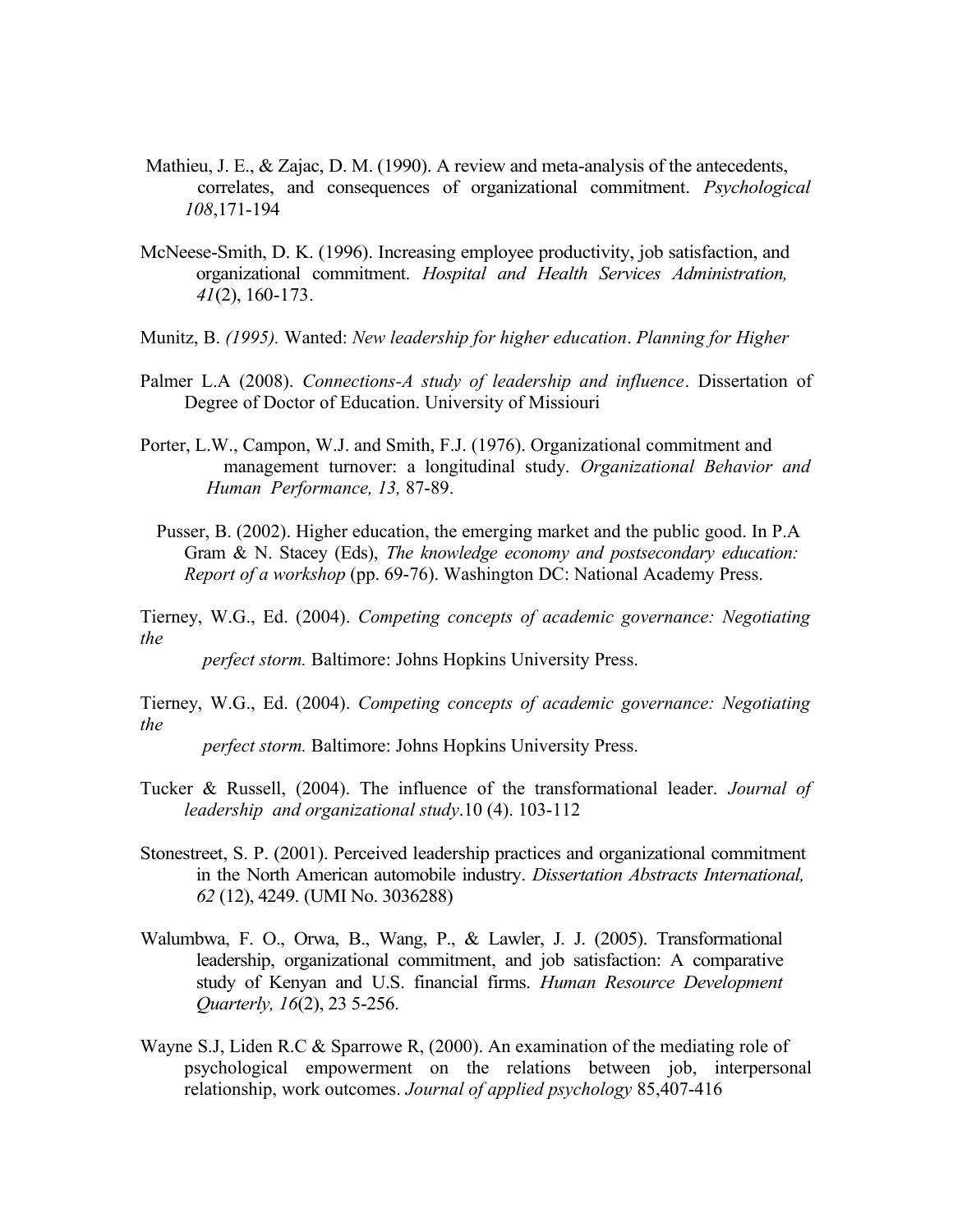Mathieu, J. E., & Zajac, D. M. (1990). A review and meta-analysis of the antecedents, correlates, and consequences of organizational commitment. *Psychological 108*,171-194

McNeese-Smith, D. K. (1996). Increasing employee productivity, job satisfaction, and organizational commitment. *Hospital and Health Services Administration, 41*(2), 160-173.

Munitz, B. *(1995).* Wanted: *New leadership for higher education*. *Planning for Higher*

Palmer L.A (2008). *Connections-A study of leadership and influence*. Dissertation of Degree of Doctor of Education. University of Missiouri

Porter, L.W., Campon, W.J. and Smith, F.J. (1976). Organizational commitment and management turnover: a longitudinal study. *Organizational Behavior and Human Performance, 13,* 87-89.

Pusser, B. (2002). Higher education, the emerging market and the public good. In P.A Gram & N. Stacey (Eds), *The knowledge economy and postsecondary education: Report of a workshop* (pp. 69-76). Washington DC: National Academy Press.

Tierney, W.G., Ed. (2004). *Competing concepts of academic governance: Negotiating the perfect storm.* Baltimore: Johns Hopkins University Press.

Tierney, W.G., Ed. (2004). *Competing concepts of academic governance: Negotiating the perfect storm.* Baltimore: Johns Hopkins University Press.

Tucker & Russell, (2004). The influence of the transformational leader. *Journal of leadership and organizational study*.10 (4). 103-112

Stonestreet, S. P. (2001). Perceived leadership practices and organizational commitment in the North American automobile industry. *Dissertation Abstracts International, 62* (12), 4249. (UMI No. 3036288)

Walumbwa, F. O., Orwa, B., Wang, P., & Lawler, J. J. (2005). Transformational leadership, organizational commitment, and job satisfaction: A comparative study of Kenyan and U.S. financial firms. *Human Resource Development Quarterly, 16*(2), 23 5-256.

Wayne S.J, Liden R.C & Sparrowe R, (2000). An examination of the mediating role of psychological empowerment on the relations between job, interpersonal relationship, work outcomes. *Journal of applied psychology* 85,407-416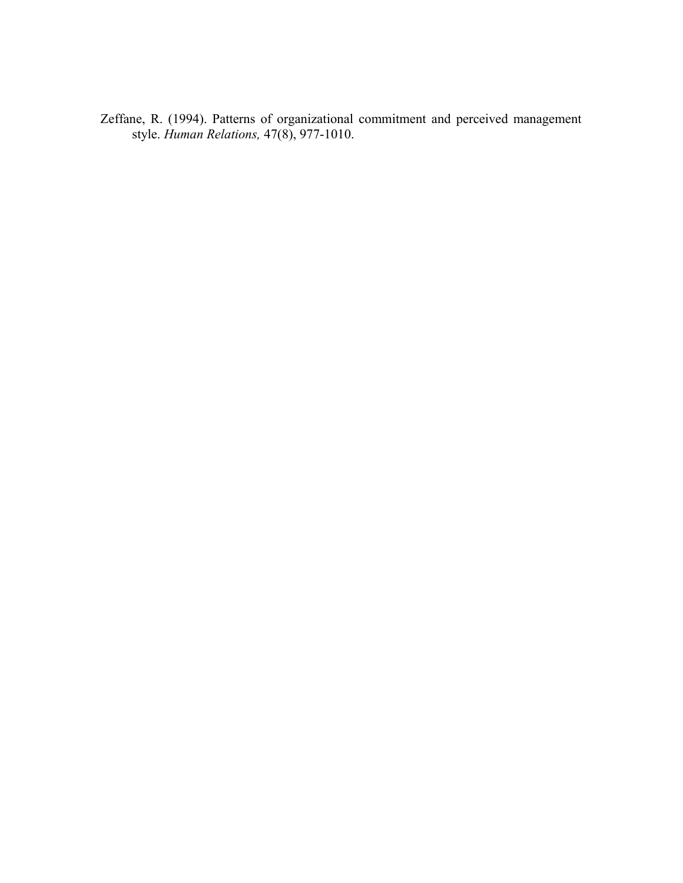Zeffane, R. (1994). Patterns of organizational commitment and perceived management style. *Human Relations,* 47(8), 977-1010.